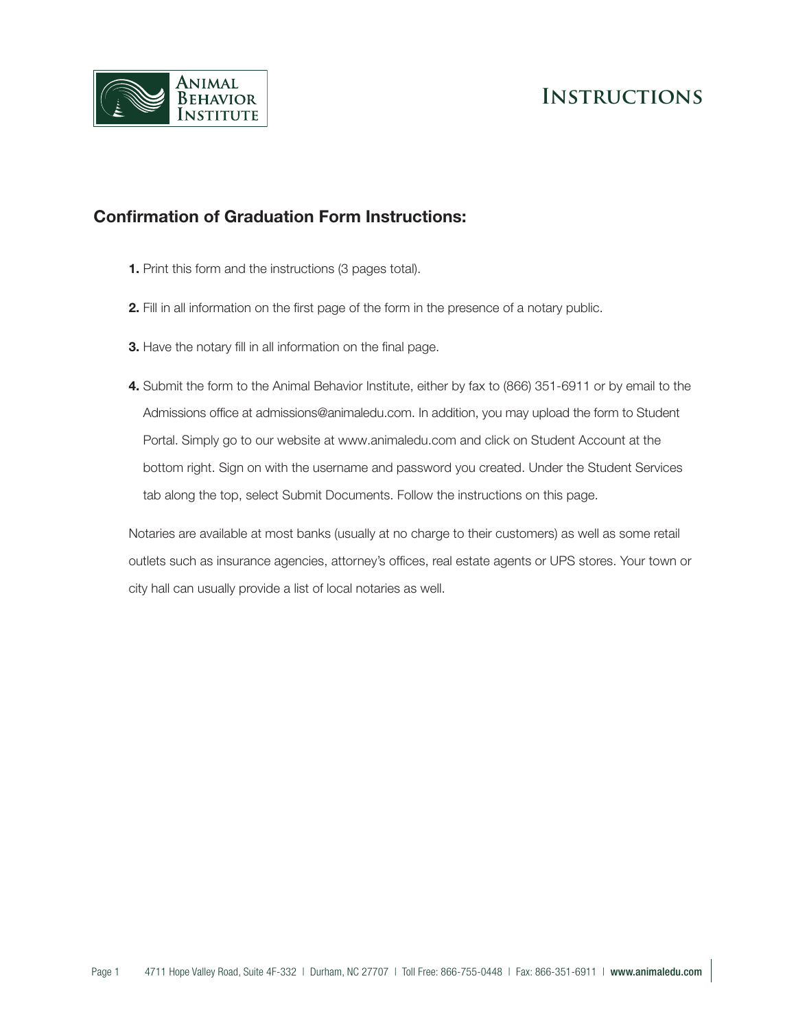Animal Behavior Institute

# Instructions

## Confirmation of Graduation Form Instructions:

**1.** Print this form and the instructions (3 pages total).

**2.** Fill in all information on the first page of the form in the presence of a notary public.

**3.** Have the notary fill in all information on the final page.

**4.** Submit the form to the Animal Behavior Institute, either by fax to (866) 351-6911 or by email to the Admissions office at admissions@animaledu.com. In addition, you may upload the form to Student Portal. Simply go to our website at www.animaledu.com and click on Student Account at the bottom right. Sign on with the username and password you created. Under the Student Services tab along the top, select Submit Documents. Follow the instructions on this page.

Notaries are available at most banks (usually at no charge to their customers) as well as some retail outlets such as insurance agencies, attorney's offices, real estate agents or UPS stores. Your town or city hall can usually provide a list of local notaries as well.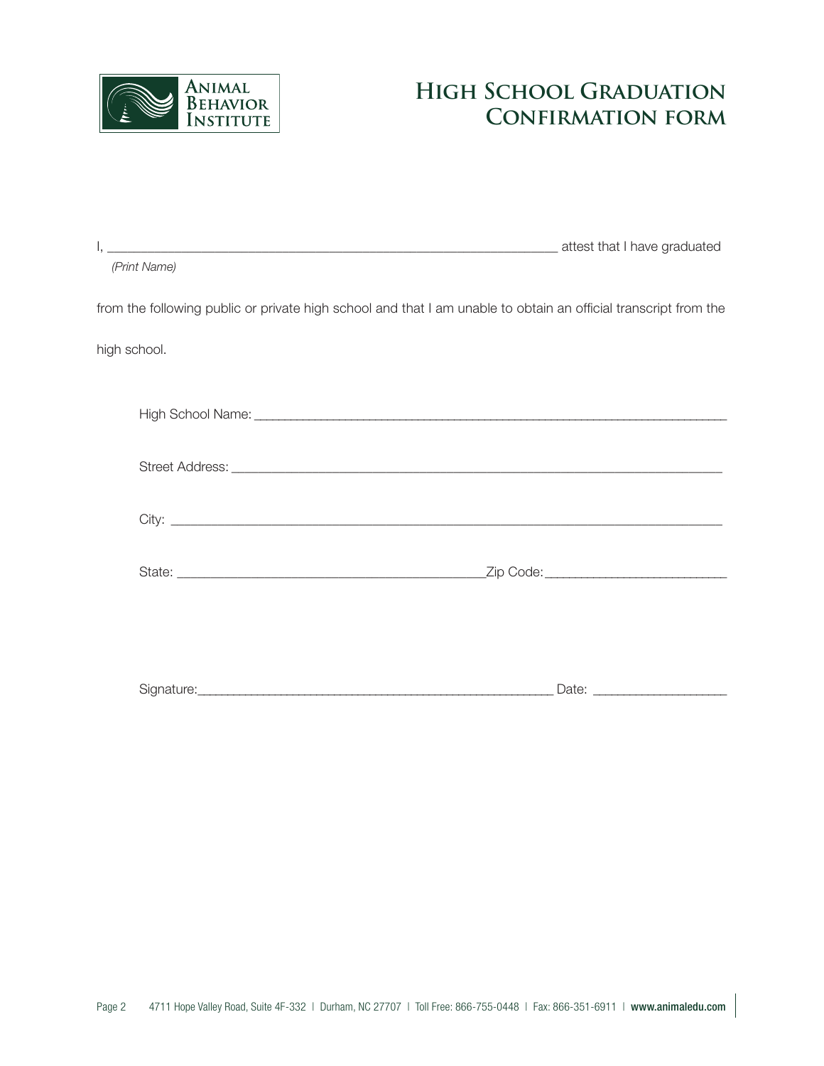Animal Behavior Institute

# High School Graduation Confirmation form

I, ______________________________________________________________ attest that I have graduated
*(Print Name)*

from the following public or private high school and that I am unable to obtain an official transcript from the high school.

High School Name: ______________________________________________________________

Street Address: ______________________________________________________________

City: ______________________________________________________________

State: ________________________________________Zip Code:_________________________

Signature:__________________________________________________ Date: __________________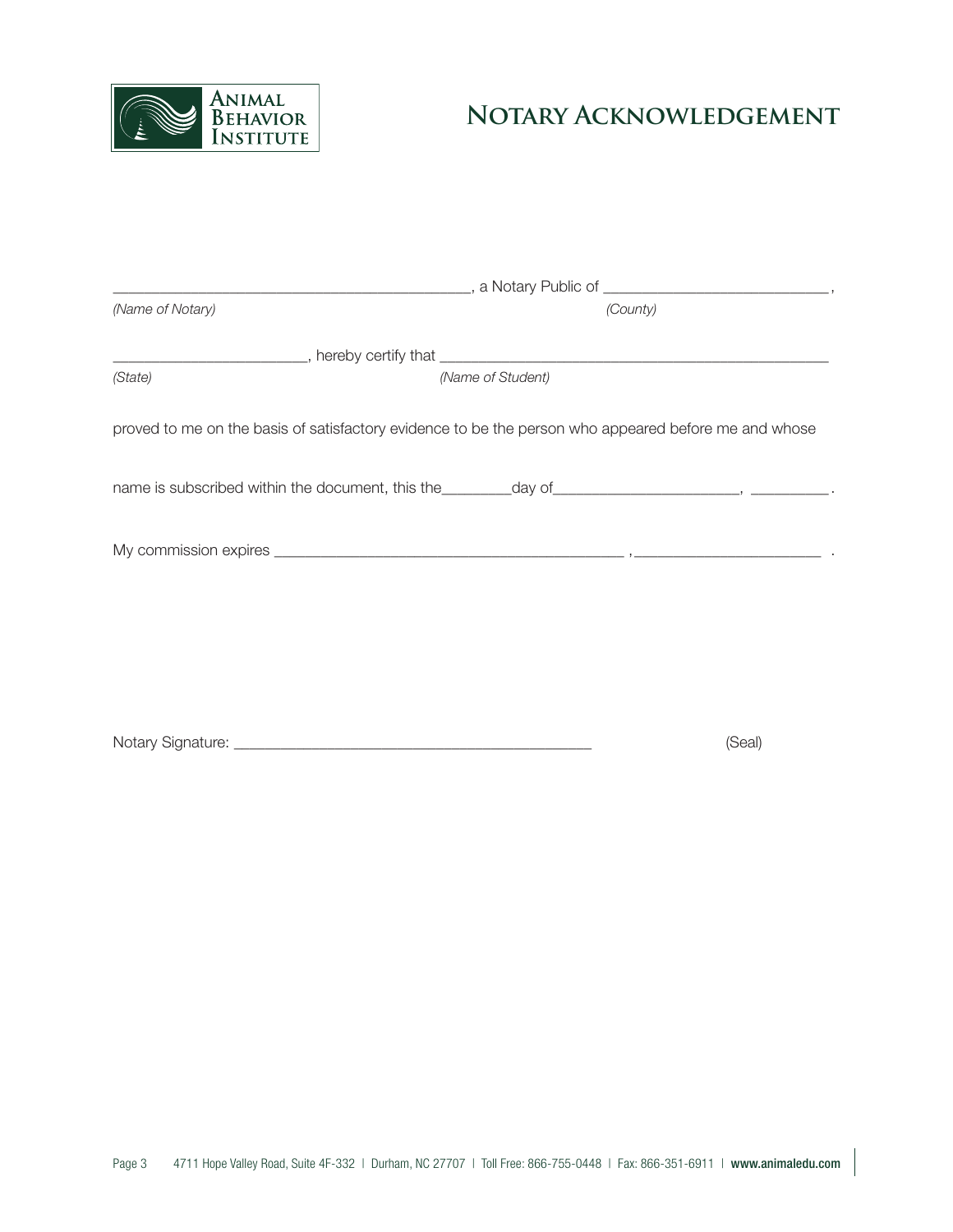Animal Behavior Institute

# Notary Acknowledgement

_____________________________________________, a Notary Public of ____________________________,

*(Name of Notary)* *(County)*

________________________, hereby certify that __________________________________________________

*(State)* *(Name of Student)*

proved to me on the basis of satisfactory evidence to be the person who appeared before me and whose

name is subscribed within the document, this the_________day of_______________________, __________.

My commission expires ____________________________________________ ,________________________ .

Notary Signature: _____________________________________________ (Seal)

Page 3 4711 Hope Valley Road, Suite 4F-332 | Durham, NC 27707 | Toll Free: 866-755-0448 | Fax: 866-351-6911 | www.animaledu.com